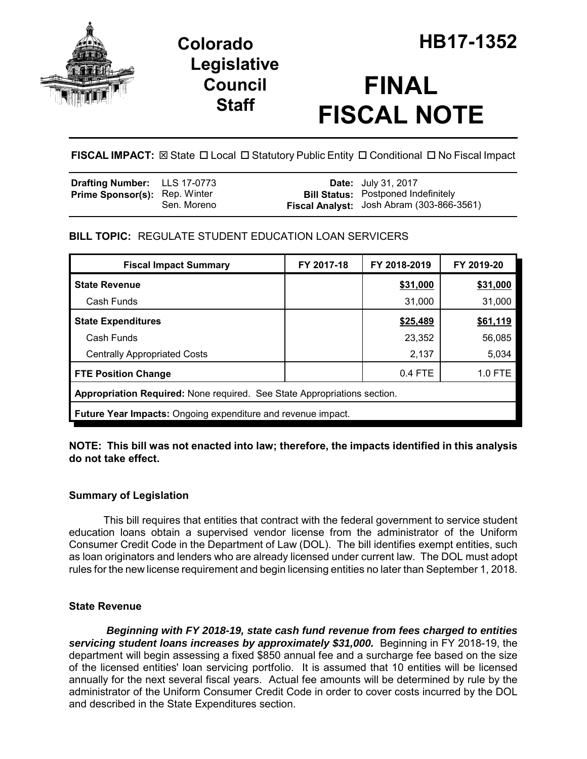# Colorado Legislative Council Staff

# HB17-1352

# FINAL FISCAL NOTE

**FISCAL IMPACT:** ☒ State ☐ Local ☐ Statutory Public Entity ☐ Conditional ☐ No Fiscal Impact

| | | | |
|---|---|---|---|
| **Drafting Number:** | LLS 17-0773 | **Date:** | July 31, 2017 |
| **Prime Sponsor(s):** | Rep. Winter<br>Sen. Moreno | **Bill Status:** | Postponed Indefinitely |
| | | **Fiscal Analyst:** | Josh Abram (303-866-3561) |

**BILL TOPIC:** REGULATE STUDENT EDUCATION LOAN SERVICERS

| Fiscal Impact Summary | FY 2017-18 | FY 2018-2019 | FY 2019-20 |
|---|---|---|---|
| **State Revenue** | | **$31,000** | **$31,000** |
| Cash Funds | | 31,000 | 31,000 |
| **State Expenditures** | | **$25,489** | **$61,119** |
| Cash Funds | | 23,352 | 56,085 |
| Centrally Appropriated Costs | | 2,137 | 5,034 |
| **FTE Position Change** | | 0.4 FTE | 1.0 FTE |
| **Appropriation Required:** None required. See State Appropriations section. | | | |
| **Future Year Impacts:** Ongoing expenditure and revenue impact. | | | |

**NOTE: This bill was not enacted into law; therefore, the impacts identified in this analysis do not take effect.**

### Summary of Legislation

This bill requires that entities that contract with the federal government to service student education loans obtain a supervised vendor license from the administrator of the Uniform Consumer Credit Code in the Department of Law (DOL). The bill identifies exempt entities, such as loan originators and lenders who are already licensed under current law. The DOL must adopt rules for the new license requirement and begin licensing entities no later than September 1, 2018.

### State Revenue

***Beginning with FY 2018-19, state cash fund revenue from fees charged to entities servicing student loans increases by approximately $31,000.*** Beginning in FY 2018-19, the department will begin assessing a fixed $850 annual fee and a surcharge fee based on the size of the licensed entities' loan servicing portfolio. It is assumed that 10 entities will be licensed annually for the next several fiscal years. Actual fee amounts will be determined by rule by the administrator of the Uniform Consumer Credit Code in order to cover costs incurred by the DOL and described in the State Expenditures section.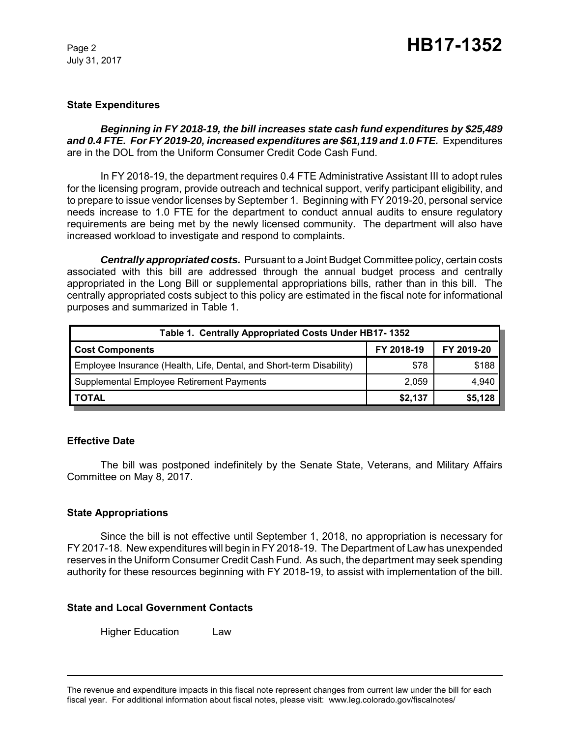## State Expenditures

***Beginning in FY 2018-19, the bill increases state cash fund expenditures by $25,489 and 0.4 FTE. For FY 2019-20, increased expenditures are $61,119 and 1.0 FTE.*** Expenditures are in the DOL from the Uniform Consumer Credit Code Cash Fund.

In FY 2018-19, the department requires 0.4 FTE Administrative Assistant III to adopt rules for the licensing program, provide outreach and technical support, verify participant eligibility, and to prepare to issue vendor licenses by September 1. Beginning with FY 2019-20, personal service needs increase to 1.0 FTE for the department to conduct annual audits to ensure regulatory requirements are being met by the newly licensed community. The department will also have increased workload to investigate and respond to complaints.

***Centrally appropriated costs.*** Pursuant to a Joint Budget Committee policy, certain costs associated with this bill are addressed through the annual budget process and centrally appropriated in the Long Bill or supplemental appropriations bills, rather than in this bill. The centrally appropriated costs subject to this policy are estimated in the fiscal note for informational purposes and summarized in Table 1.

| Table 1. Centrally Appropriated Costs Under HB17- 1352 | | |
|---|---|---|
| **Cost Components** | **FY 2018-19** | **FY 2019-20** |
| Employee Insurance (Health, Life, Dental, and Short-term Disability) | $78 | $188 |
| Supplemental Employee Retirement Payments | 2,059 | 4,940 |
| **TOTAL** | **$2,137** | **$5,128** |

## Effective Date

The bill was postponed indefinitely by the Senate State, Veterans, and Military Affairs Committee on May 8, 2017.

## State Appropriations

Since the bill is not effective until September 1, 2018, no appropriation is necessary for FY 2017-18. New expenditures will begin in FY 2018-19. The Department of Law has unexpended reserves in the Uniform Consumer Credit Cash Fund. As such, the department may seek spending authority for these resources beginning with FY 2018-19, to assist with implementation of the bill.

## State and Local Government Contacts

Higher Education Law

The revenue and expenditure impacts in this fiscal note represent changes from current law under the bill for each fiscal year. For additional information about fiscal notes, please visit: www.leg.colorado.gov/fiscalnotes/